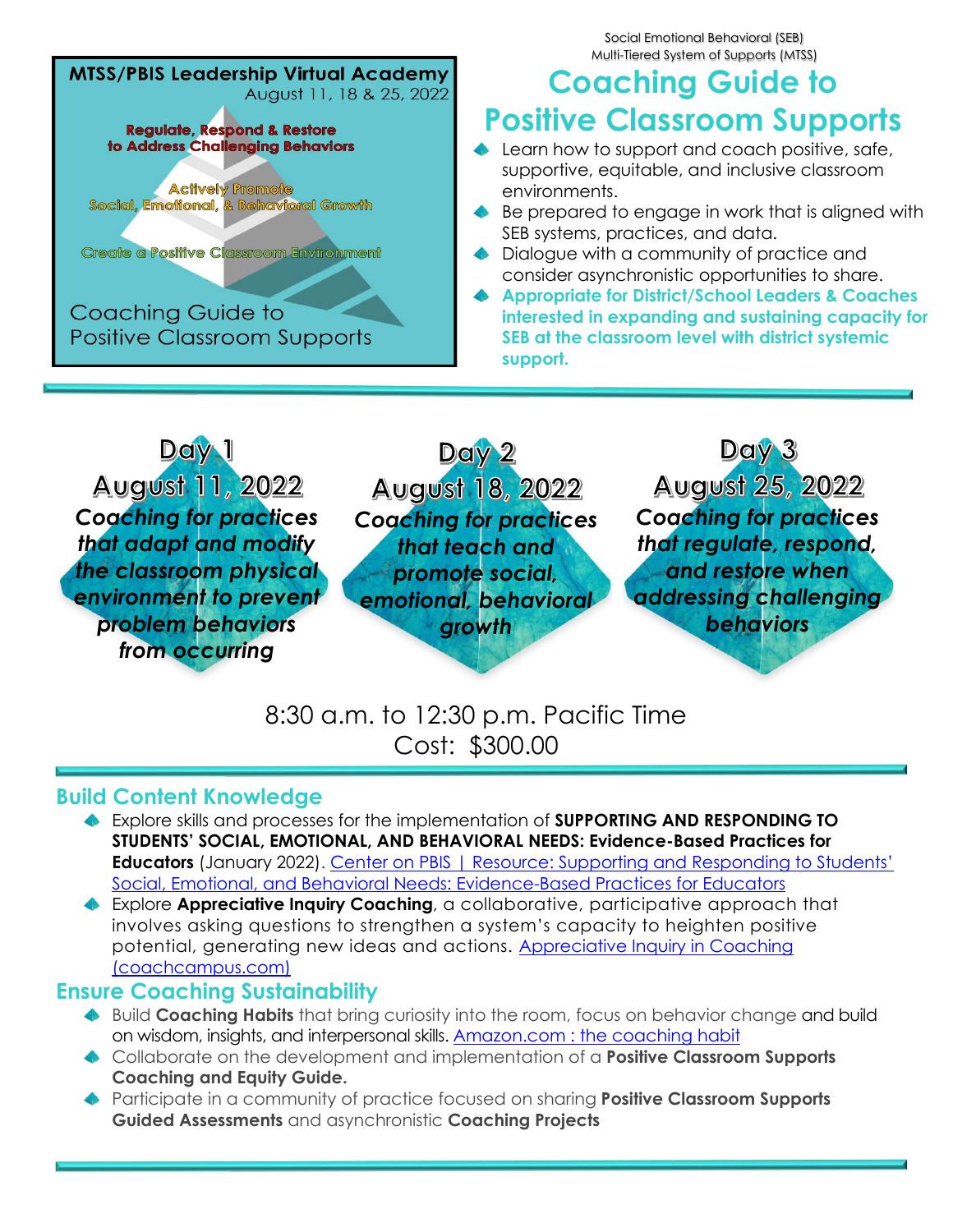**MTSS/PBIS Leadership Virtual Academy**
August 11, 18 & 25, 2022

Regulate, Respond & Restore to Address Challenging Behaviors

Actively Promote Social, Emotional, & Behavioral Growth

Create a Positive Classroom Environment

Coaching Guide to Positive Classroom Supports

Social Emotional Behavioral (SEB)
Multi-Tiered System of Supports (MTSS)

# Coaching Guide to Positive Classroom Supports

- Learn how to support and coach positive, safe, supportive, equitable, and inclusive classroom environments.
- Be prepared to engage in work that is aligned with SEB systems, practices, and data.
- Dialogue with a community of practice and consider asynchronistic opportunities to share.
- **Appropriate for District/School Leaders & Coaches interested in expanding and sustaining capacity for SEB at the classroom level with district systemic support.**

**Day 1**
**August 11, 2022**
***Coaching for practices that adapt and modify the classroom physical environment to prevent problem behaviors from occurring***

**Day 2**
**August 18, 2022**
***Coaching for practices that teach and promote social, emotional, behavioral growth***

**Day 3**
**August 25, 2022**
***Coaching for practices that regulate, respond, and restore when addressing challenging behaviors***

8:30 a.m. to 12:30 p.m. Pacific Time
Cost: $300.00

## Build Content Knowledge

- Explore skills and processes for the implementation of **SUPPORTING AND RESPONDING TO STUDENTS' SOCIAL, EMOTIONAL, AND BEHAVIORAL NEEDS: Evidence-Based Practices for Educators** (January 2022). Center on PBIS | Resource: Supporting and Responding to Students' Social, Emotional, and Behavioral Needs: Evidence-Based Practices for Educators
- Explore **Appreciative Inquiry Coaching**, a collaborative, participative approach that involves asking questions to strengthen a system's capacity to heighten positive potential, generating new ideas and actions. Appreciative Inquiry in Coaching (coachcampus.com)

## Ensure Coaching Sustainability

- Build **Coaching Habits** that bring curiosity into the room, focus on behavior change and build on wisdom, insights, and interpersonal skills. Amazon.com : the coaching habit
- Collaborate on the development and implementation of a **Positive Classroom Supports Coaching and Equity Guide.**
- Participate in a community of practice focused on sharing **Positive Classroom Supports Guided Assessments** and asynchronistic **Coaching Projects**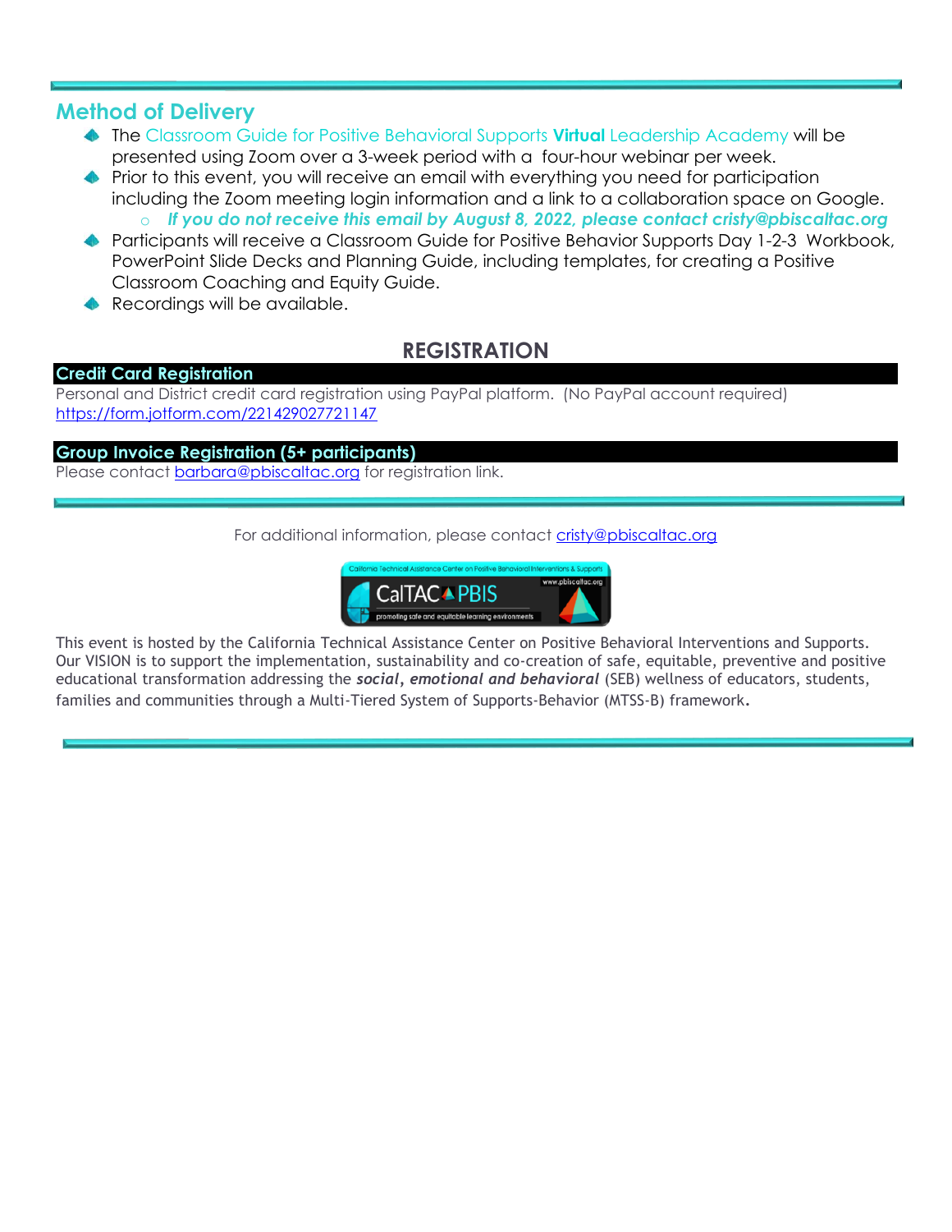## Method of Delivery

- The Classroom Guide for Positive Behavioral Supports **Virtual** Leadership Academy will be presented using Zoom over a 3-week period with a four-hour webinar per week.
- Prior to this event, you will receive an email with everything you need for participation including the Zoom meeting login information and a link to a collaboration space on Google.
    - ***If you do not receive this email by August 8, 2022, please contact cristy@pbiscaltac.org***
- Participants will receive a Classroom Guide for Positive Behavior Supports Day 1-2-3 Workbook, PowerPoint Slide Decks and Planning Guide, including templates, for creating a Positive Classroom Coaching and Equity Guide.
- Recordings will be available.

## REGISTRATION

### Credit Card Registration

Personal and District credit card registration using PayPal platform. (No PayPal account required)
https://form.jotform.com/221429027721147

### Group Invoice Registration (5+ participants)

Please contact barbara@pbiscaltac.org for registration link.

For additional information, please contact cristy@pbiscaltac.org

California Technical Assistance Center on Positive Behavioral Interventions & Supports
CalTAC PBIS
www.pbiscaltac.org
promoting safe and equitable learning environments

This event is hosted by the California Technical Assistance Center on Positive Behavioral Interventions and Supports. Our VISION is to support the implementation, sustainability and co-creation of safe, equitable, preventive and positive educational transformation addressing the ***social, emotional and behavioral*** (SEB) wellness of educators, students, families and communities through a Multi-Tiered System of Supports-Behavior (MTSS-B) framework.